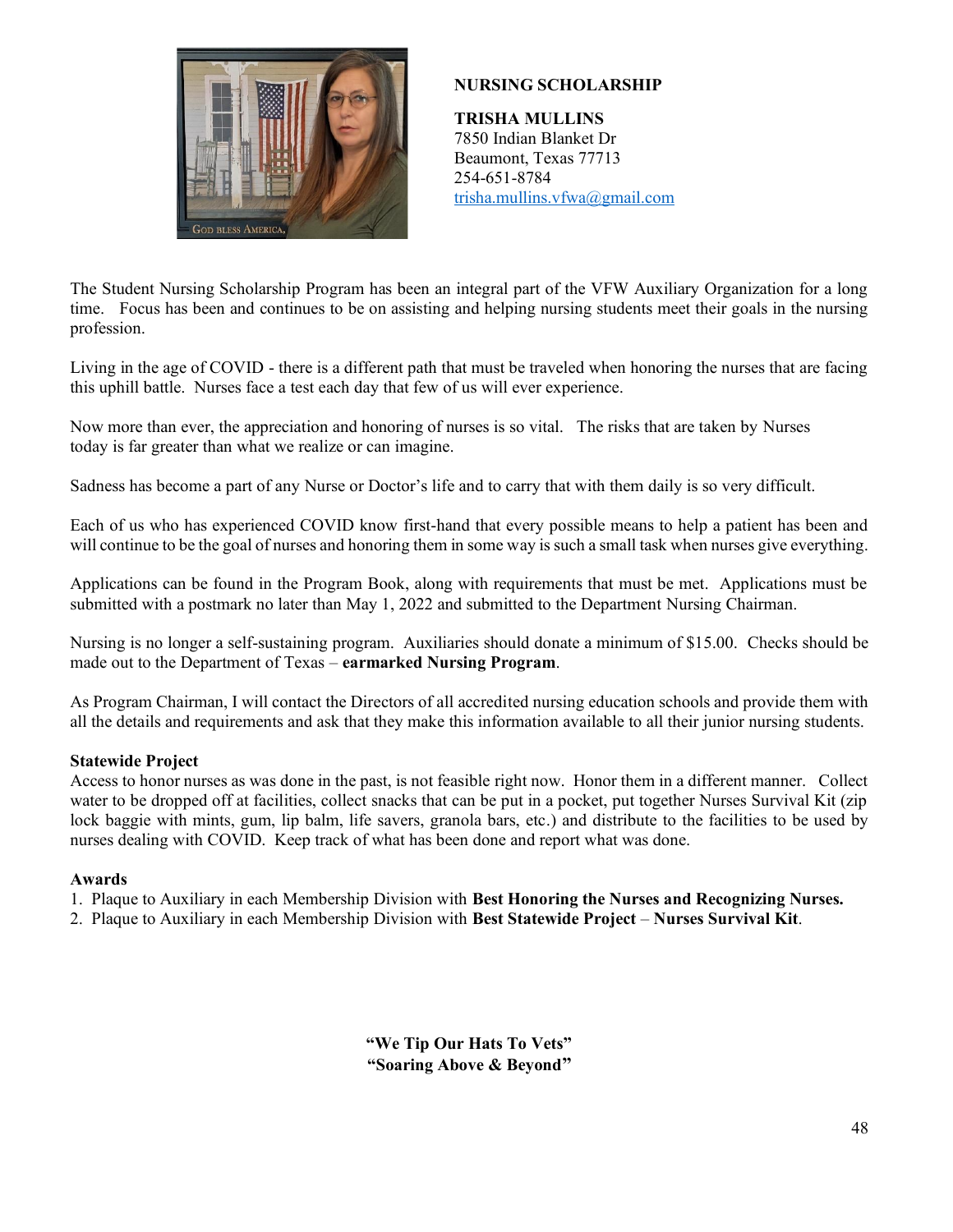## NURSING SCHOLARSHIP

**TRISHA MULLINS**
7850 Indian Blanket Dr
Beaumont, Texas 77713
254-651-8784
trisha.mullins.vfwa@gmail.com

The Student Nursing Scholarship Program has been an integral part of the VFW Auxiliary Organization for a long time. Focus has been and continues to be on assisting and helping nursing students meet their goals in the nursing profession.

Living in the age of COVID - there is a different path that must be traveled when honoring the nurses that are facing this uphill battle. Nurses face a test each day that few of us will ever experience.

Now more than ever, the appreciation and honoring of nurses is so vital. The risks that are taken by Nurses today is far greater than what we realize or can imagine.

Sadness has become a part of any Nurse or Doctor's life and to carry that with them daily is so very difficult.

Each of us who has experienced COVID know first-hand that every possible means to help a patient has been and will continue to be the goal of nurses and honoring them in some way is such a small task when nurses give everything.

Applications can be found in the Program Book, along with requirements that must be met. Applications must be submitted with a postmark no later than May 1, 2022 and submitted to the Department Nursing Chairman.

Nursing is no longer a self-sustaining program. Auxiliaries should donate a minimum of $15.00. Checks should be made out to the Department of Texas – **earmarked Nursing Program**.

As Program Chairman, I will contact the Directors of all accredited nursing education schools and provide them with all the details and requirements and ask that they make this information available to all their junior nursing students.

**Statewide Project**
Access to honor nurses as was done in the past, is not feasible right now. Honor them in a different manner. Collect water to be dropped off at facilities, collect snacks that can be put in a pocket, put together Nurses Survival Kit (zip lock baggie with mints, gum, lip balm, life savers, granola bars, etc.) and distribute to the facilities to be used by nurses dealing with COVID. Keep track of what has been done and report what was done.

**Awards**

1. Plaque to Auxiliary in each Membership Division with **Best Honoring the Nurses and Recognizing Nurses.**
2. Plaque to Auxiliary in each Membership Division with **Best Statewide Project** – **Nurses Survival Kit**.

**"We Tip Our Hats To Vets"**
**"Soaring Above & Beyond"**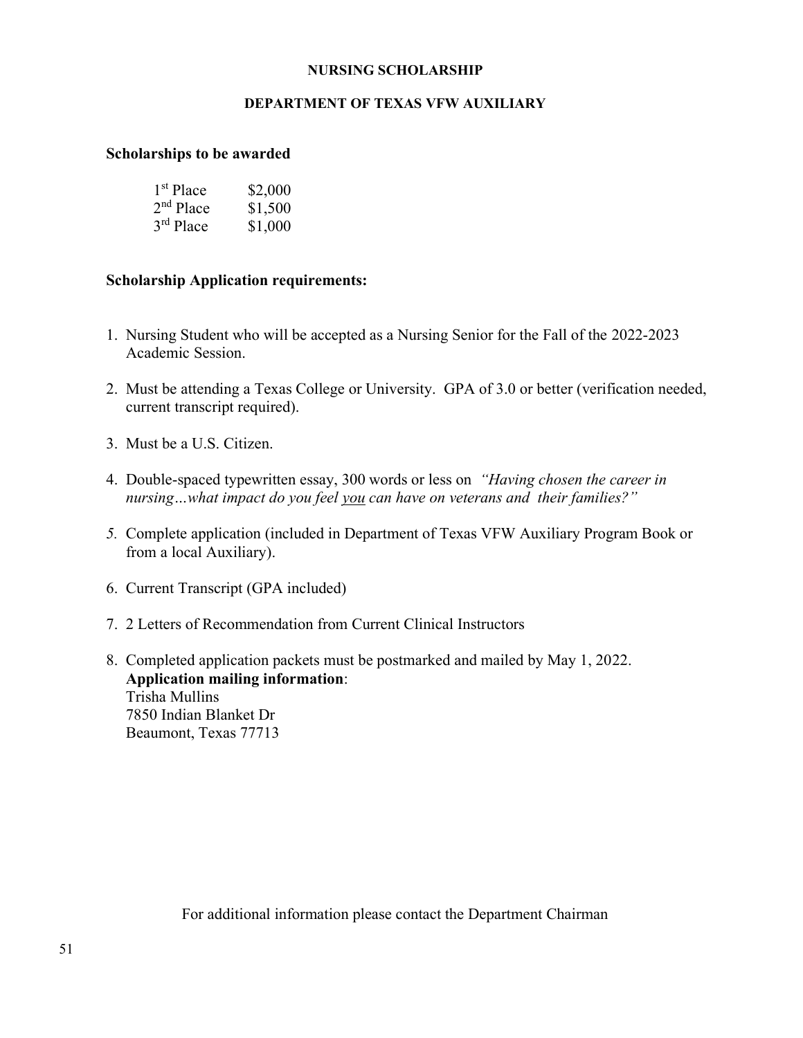# NURSING SCHOLARSHIP

## DEPARTMENT OF TEXAS VFW AUXILIARY

**Scholarships to be awarded**

| | |
|---|---|
| 1st Place | $2,000 |
| 2nd Place | $1,500 |
| 3rd Place | $1,000 |

**Scholarship Application requirements:**

1. Nursing Student who will be accepted as a Nursing Senior for the Fall of the 2022-2023 Academic Session.
2. Must be attending a Texas College or University. GPA of 3.0 or better (verification needed, current transcript required).
3. Must be a U.S. Citizen.
4. Double-spaced typewritten essay, 300 words or less on *"Having chosen the career in nursing…what impact do you feel you can have on veterans and their families?"*
5. Complete application (included in Department of Texas VFW Auxiliary Program Book or from a local Auxiliary).
6. Current Transcript (GPA included)
7. 2 Letters of Recommendation from Current Clinical Instructors
8. Completed application packets must be postmarked and mailed by May 1, 2022.
   **Application mailing information**:
   Trisha Mullins
   7850 Indian Blanket Dr
   Beaumont, Texas 77713

For additional information please contact the Department Chairman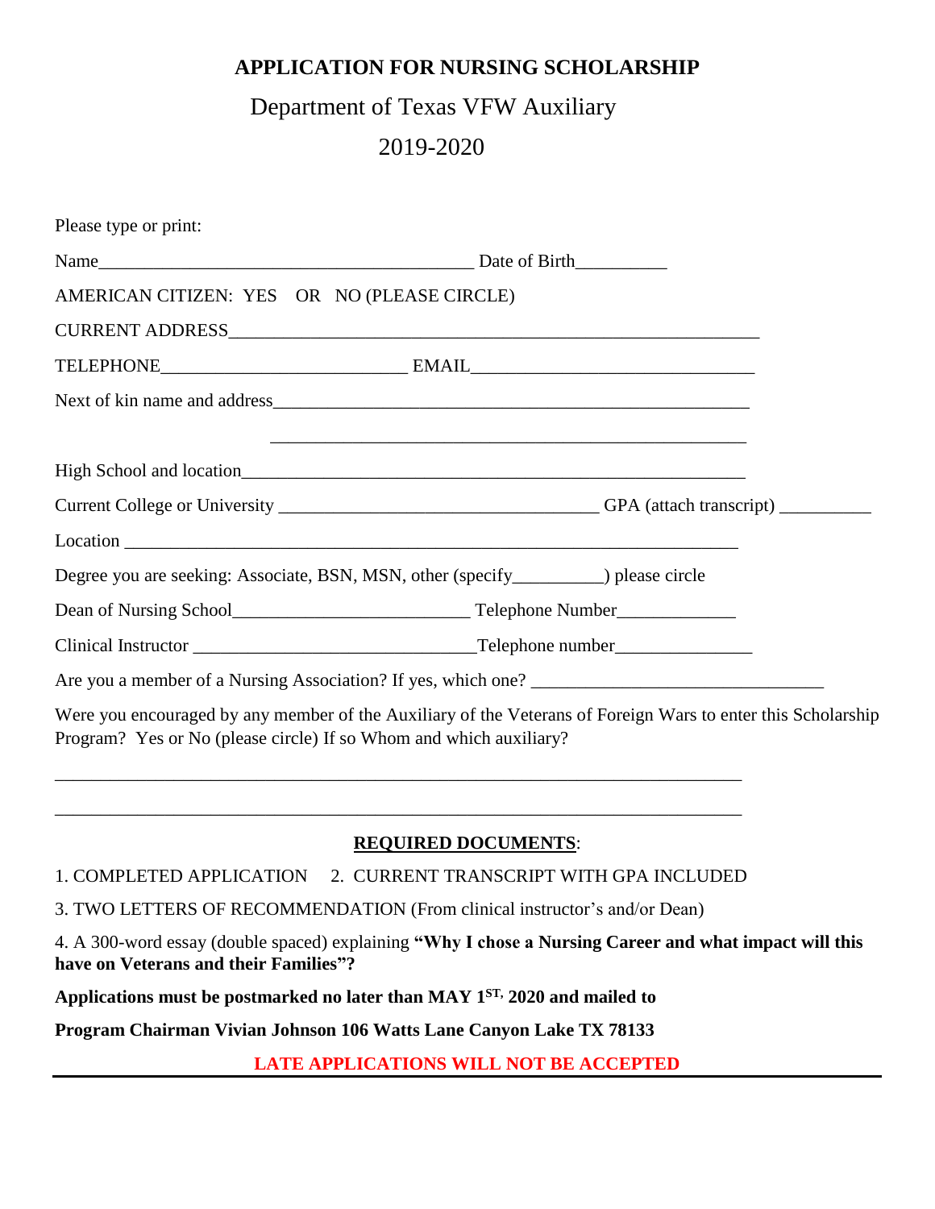# APPLICATION FOR NURSING SCHOLARSHIP

## Department of Texas VFW Auxiliary

## 2019-2020

Please type or print:

Name_________________________________________ Date of Birth__________

AMERICAN CITIZEN: YES OR NO (PLEASE CIRCLE)

CURRENT ADDRESS____________________________________________________________

TELEPHONE___________________________ EMAIL_______________________________

Next of kin name and address_____________________________________________________

_____________________________________________________

High School and location________________________________________________________

Current College or University __________________________________ GPA (attach transcript) __________

Location ___________________________________________________________________

Degree you are seeking: Associate, BSN, MSN, other (specify__________) please circle

Dean of Nursing School__________________________ Telephone Number_____________

Clinical Instructor ______________________________Telephone number_______________

Are you a member of a Nursing Association? If yes, which one? ________________________________

Were you encouraged by any member of the Auxiliary of the Veterans of Foreign Wars to enter this Scholarship Program? Yes or No (please circle) If so Whom and which auxiliary?

_____________________________________________________________________________

_____________________________________________________________________________

**REQUIRED DOCUMENTS**:

1. COMPLETED APPLICATION 2. CURRENT TRANSCRIPT WITH GPA INCLUDED

3. TWO LETTERS OF RECOMMENDATION (From clinical instructor's and/or Dean)

4. A 300-word essay (double spaced) explaining **"Why I chose a Nursing Career and what impact will this have on Veterans and their Families"?**

**Applications must be postmarked no later than MAY 1ST, 2020 and mailed to**

**Program Chairman Vivian Johnson 106 Watts Lane Canyon Lake TX 78133**

**LATE APPLICATIONS WILL NOT BE ACCEPTED**